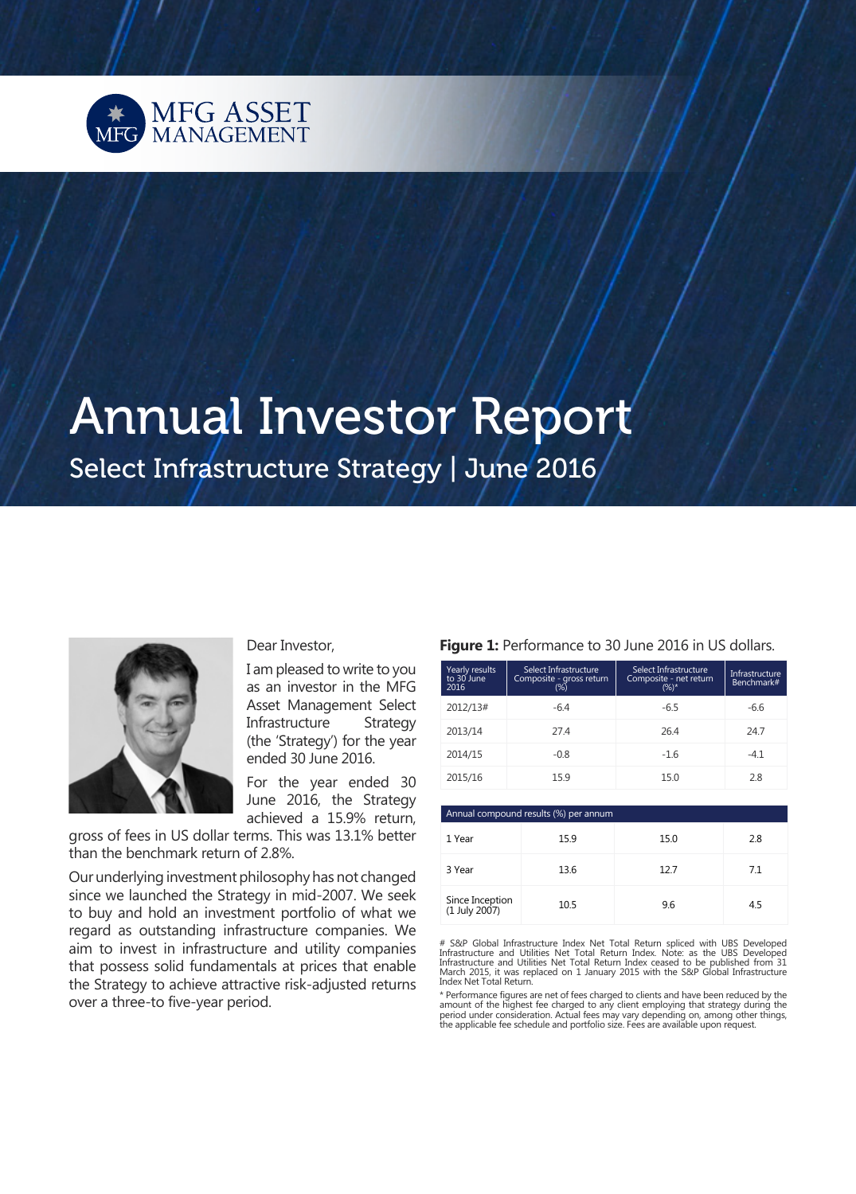MFG ASSET MANAGEMENT

# Annual Investor Report

## Select Infrastructure Strategy | June 2016

Dear Investor,

I am pleased to write to you as an investor in the MFG Asset Management Select Infrastructure Strategy (the 'Strategy') for the year ended 30 June 2016.

For the year ended 30 June 2016, the Strategy achieved a 15.9% return, gross of fees in US dollar terms. This was 13.1% better than the benchmark return of 2.8%.

Our underlying investment philosophy has not changed since we launched the Strategy in mid-2007. We seek to buy and hold an investment portfolio of what we regard as outstanding infrastructure companies. We aim to invest in infrastructure and utility companies that possess solid fundamentals at prices that enable the Strategy to achieve attractive risk-adjusted returns over a three-to five-year period.

**Figure 1:** Performance to 30 June 2016 in US dollars.

| Yearly results to 30 June 2016 | Select Infrastructure Composite - gross return (%) | Select Infrastructure Composite - net return (%)* | Infrastructure Benchmark# |
|---|---|---|---|
| 2012/13# | -6.4 | -6.5 | -6.6 |
| 2013/14 | 27.4 | 26.4 | 24.7 |
| 2014/15 | -0.8 | -1.6 | -4.1 |
| 2015/16 | 15.9 | 15.0 | 2.8 |
| **Annual compound results (%) per annum** | | | |
| 1 Year | 15.9 | 15.0 | 2.8 |
| 3 Year | 13.6 | 12.7 | 7.1 |
| Since Inception (1 July 2007) | 10.5 | 9.6 | 4.5 |

# S&P Global Infrastructure Index Net Total Return spliced with UBS Developed Infrastructure and Utilities Net Total Return Index. Note: as the UBS Developed Infrastructure and Utilities Net Total Return Index ceased to be published from 31 March 2015, it was replaced on 1 January 2015 with the S&P Global Infrastructure Index Net Total Return.

* Performance figures are net of fees charged to clients and have been reduced by the amount of the highest fee charged to any client employing that strategy during the period under consideration. Actual fees may vary depending on, among other things, the applicable fee schedule and portfolio size. Fees are available upon request.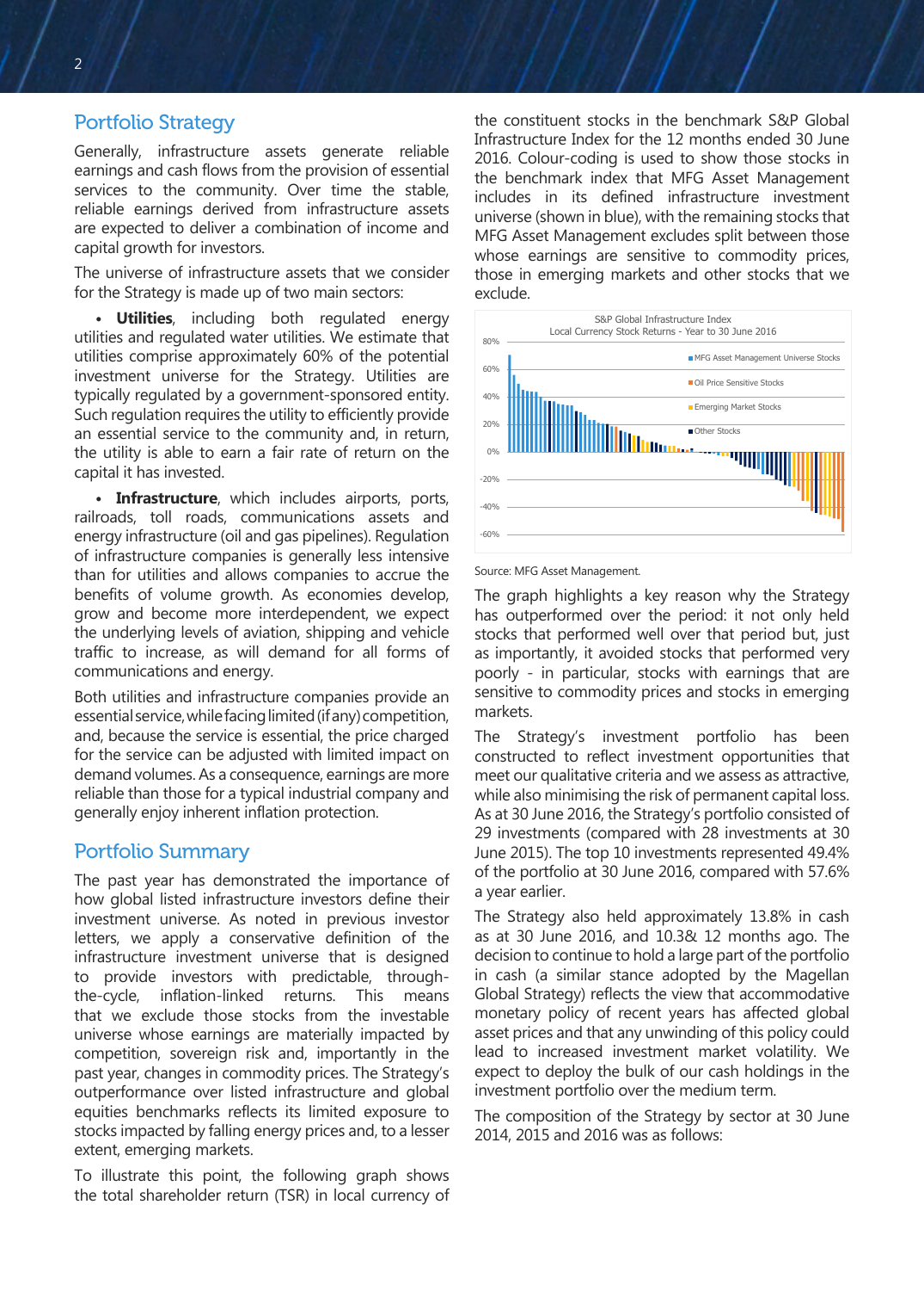## Portfolio Strategy

Generally, infrastructure assets generate reliable earnings and cash flows from the provision of essential services to the community. Over time the stable, reliable earnings derived from infrastructure assets are expected to deliver a combination of income and capital growth for investors.

The universe of infrastructure assets that we consider for the Strategy is made up of two main sectors:

- **Utilities**, including both regulated energy utilities and regulated water utilities. We estimate that utilities comprise approximately 60% of the potential investment universe for the Strategy. Utilities are typically regulated by a government-sponsored entity. Such regulation requires the utility to efficiently provide an essential service to the community and, in return, the utility is able to earn a fair rate of return on the capital it has invested.

- **Infrastructure**, which includes airports, ports, railroads, toll roads, communications assets and energy infrastructure (oil and gas pipelines). Regulation of infrastructure companies is generally less intensive than for utilities and allows companies to accrue the benefits of volume growth. As economies develop, grow and become more interdependent, we expect the underlying levels of aviation, shipping and vehicle traffic to increase, as will demand for all forms of communications and energy.

Both utilities and infrastructure companies provide an essential service, while facing limited (if any) competition, and, because the service is essential, the price charged for the service can be adjusted with limited impact on demand volumes. As a consequence, earnings are more reliable than those for a typical industrial company and generally enjoy inherent inflation protection.

## Portfolio Summary

The past year has demonstrated the importance of how global listed infrastructure investors define their investment universe. As noted in previous investor letters, we apply a conservative definition of the infrastructure investment universe that is designed to provide investors with predictable, through-the-cycle, inflation-linked returns. This means that we exclude those stocks from the investable universe whose earnings are materially impacted by competition, sovereign risk and, importantly in the past year, changes in commodity prices. The Strategy's outperformance over listed infrastructure and global equities benchmarks reflects its limited exposure to stocks impacted by falling energy prices and, to a lesser extent, emerging markets.

To illustrate this point, the following graph shows the total shareholder return (TSR) in local currency of the constituent stocks in the benchmark S&P Global Infrastructure Index for the 12 months ended 30 June 2016. Colour-coding is used to show those stocks in the benchmark index that MFG Asset Management includes in its defined infrastructure investment universe (shown in blue), with the remaining stocks that MFG Asset Management excludes split between those whose earnings are sensitive to commodity prices, those in emerging markets and other stocks that we exclude.

S&P Global Infrastructure Index
Local Currency Stock Returns - Year to 30 June 2016

Source: MFG Asset Management.

The graph highlights a key reason why the Strategy has outperformed over the period: it not only held stocks that performed well over that period but, just as importantly, it avoided stocks that performed very poorly - in particular, stocks with earnings that are sensitive to commodity prices and stocks in emerging markets.

The Strategy's investment portfolio has been constructed to reflect investment opportunities that meet our qualitative criteria and we assess as attractive, while also minimising the risk of permanent capital loss. As at 30 June 2016, the Strategy's portfolio consisted of 29 investments (compared with 28 investments at 30 June 2015). The top 10 investments represented 49.4% of the portfolio at 30 June 2016, compared with 57.6% a year earlier.

The Strategy also held approximately 13.8% in cash as at 30 June 2016, and 10.3& 12 months ago. The decision to continue to hold a large part of the portfolio in cash (a similar stance adopted by the Magellan Global Strategy) reflects the view that accommodative monetary policy of recent years has affected global asset prices and that any unwinding of this policy could lead to increased investment market volatility. We expect to deploy the bulk of our cash holdings in the investment portfolio over the medium term.

The composition of the Strategy by sector at 30 June 2014, 2015 and 2016 was as follows: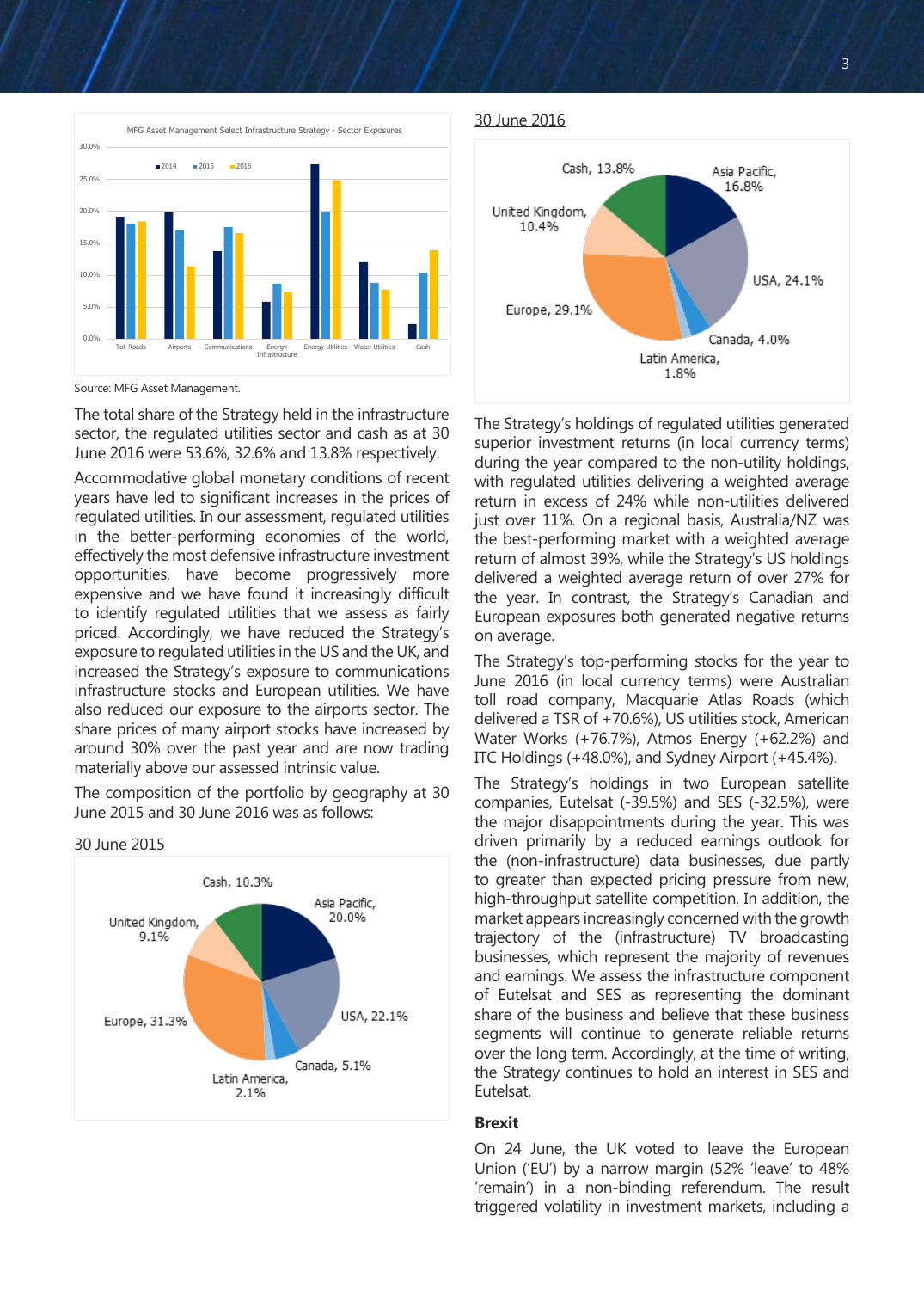MFG Asset Management Select Infrastructure Strategy - Sector Exposures

Source: MFG Asset Management.

The total share of the Strategy held in the infrastructure sector, the regulated utilities sector and cash as at 30 June 2016 were 53.6%, 32.6% and 13.8% respectively.

Accommodative global monetary conditions of recent years have led to significant increases in the prices of regulated utilities. In our assessment, regulated utilities in the better-performing economies of the world, effectively the most defensive infrastructure investment opportunities, have become progressively more expensive and we have found it increasingly difficult to identify regulated utilities that we assess as fairly priced. Accordingly, we have reduced the Strategy's exposure to regulated utilities in the US and the UK, and increased the Strategy's exposure to communications infrastructure stocks and European utilities. We have also reduced our exposure to the airports sector. The share prices of many airport stocks have increased by around 30% over the past year and are now trading materially above our assessed intrinsic value.

The composition of the portfolio by geography at 30 June 2015 and 30 June 2016 was as follows:

30 June 2015

| Region | Share |
|---|---|
| Asia Pacific | 20.0% |
| USA | 22.1% |
| Canada | 5.1% |
| Latin America | 2.1% |
| Europe | 31.3% |
| United Kingdom | 9.1% |
| Cash | 10.3% |

30 June 2016

| Region | Share |
|---|---|
| Asia Pacific | 16.8% |
| USA | 24.1% |
| Canada | 4.0% |
| Latin America | 1.8% |
| Europe | 29.1% |
| United Kingdom | 10.4% |
| Cash | 13.8% |

The Strategy's holdings of regulated utilities generated superior investment returns (in local currency terms) during the year compared to the non-utility holdings, with regulated utilities delivering a weighted average return in excess of 24% while non-utilities delivered just over 11%. On a regional basis, Australia/NZ was the best-performing market with a weighted average return of almost 39%, while the Strategy's US holdings delivered a weighted average return of over 27% for the year. In contrast, the Strategy's Canadian and European exposures both generated negative returns on average.

The Strategy's top-performing stocks for the year to June 2016 (in local currency terms) were Australian toll road company, Macquarie Atlas Roads (which delivered a TSR of +70.6%), US utilities stock, American Water Works (+76.7%), Atmos Energy (+62.2%) and ITC Holdings (+48.0%), and Sydney Airport (+45.4%).

The Strategy's holdings in two European satellite companies, Eutelsat (-39.5%) and SES (-32.5%), were the major disappointments during the year. This was driven primarily by a reduced earnings outlook for the (non-infrastructure) data businesses, due partly to greater than expected pricing pressure from new, high-throughput satellite competition. In addition, the market appears increasingly concerned with the growth trajectory of the (infrastructure) TV broadcasting businesses, which represent the majority of revenues and earnings. We assess the infrastructure component of Eutelsat and SES as representing the dominant share of the business and believe that these business segments will continue to generate reliable returns over the long term. Accordingly, at the time of writing, the Strategy continues to hold an interest in SES and Eutelsat.

**Brexit**

On 24 June, the UK voted to leave the European Union ('EU') by a narrow margin (52% 'leave' to 48% 'remain') in a non-binding referendum. The result triggered volatility in investment markets, including a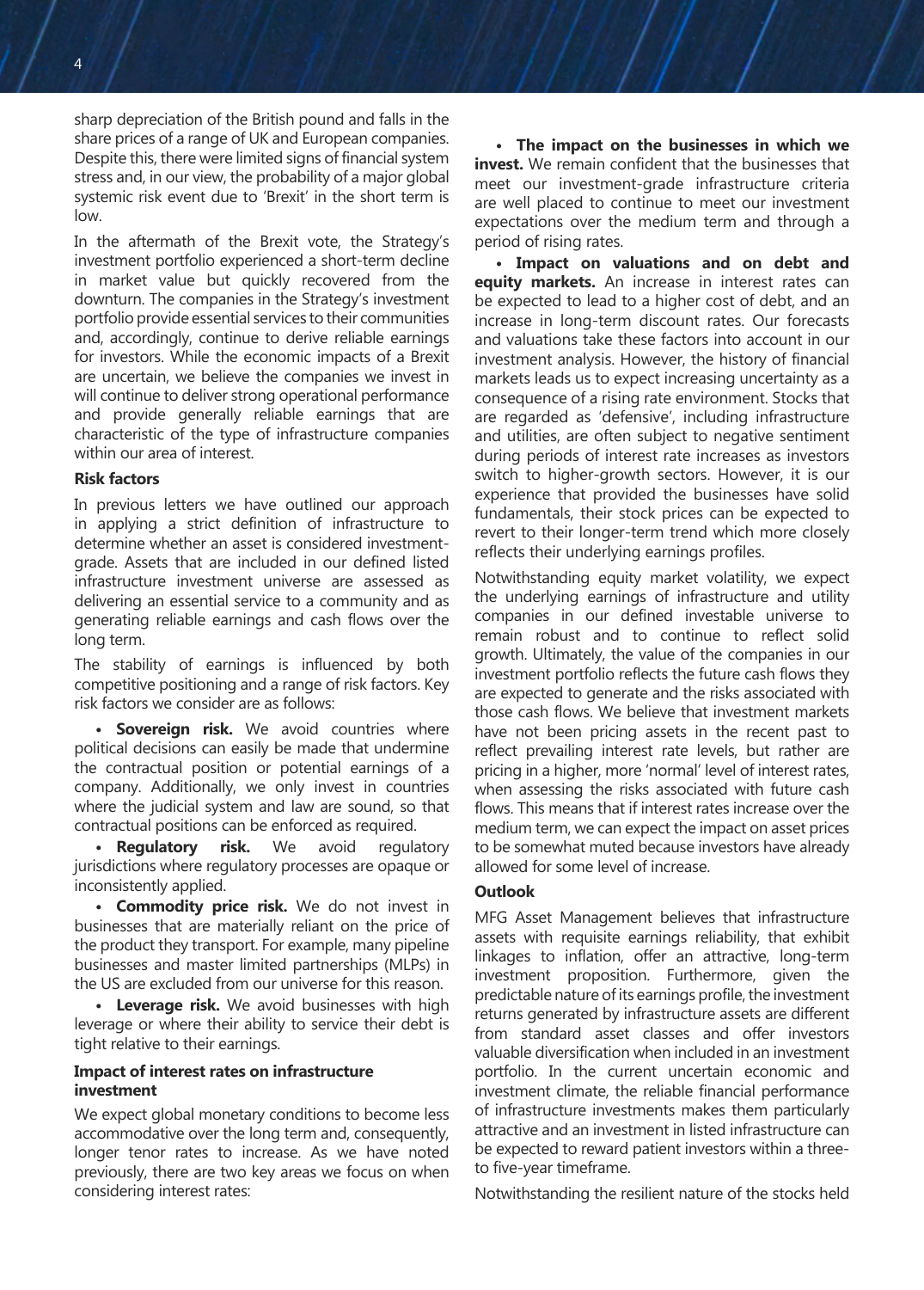sharp depreciation of the British pound and falls in the share prices of a range of UK and European companies. Despite this, there were limited signs of financial system stress and, in our view, the probability of a major global systemic risk event due to 'Brexit' in the short term is low.

In the aftermath of the Brexit vote, the Strategy's investment portfolio experienced a short-term decline in market value but quickly recovered from the downturn. The companies in the Strategy's investment portfolio provide essential services to their communities and, accordingly, continue to derive reliable earnings for investors. While the economic impacts of a Brexit are uncertain, we believe the companies we invest in will continue to deliver strong operational performance and provide generally reliable earnings that are characteristic of the type of infrastructure companies within our area of interest.

### Risk factors

In previous letters we have outlined our approach in applying a strict definition of infrastructure to determine whether an asset is considered investment-grade. Assets that are included in our defined listed infrastructure investment universe are assessed as delivering an essential service to a community and as generating reliable earnings and cash flows over the long term.

The stability of earnings is influenced by both competitive positioning and a range of risk factors. Key risk factors we consider are as follows:

- **Sovereign risk.** We avoid countries where political decisions can easily be made that undermine the contractual position or potential earnings of a company. Additionally, we only invest in countries where the judicial system and law are sound, so that contractual positions can be enforced as required.
- **Regulatory risk.** We avoid regulatory jurisdictions where regulatory processes are opaque or inconsistently applied.
- **Commodity price risk.** We do not invest in businesses that are materially reliant on the price of the product they transport. For example, many pipeline businesses and master limited partnerships (MLPs) in the US are excluded from our universe for this reason.
- **Leverage risk.** We avoid businesses with high leverage or where their ability to service their debt is tight relative to their earnings.

### Impact of interest rates on infrastructure investment

We expect global monetary conditions to become less accommodative over the long term and, consequently, longer tenor rates to increase. As we have noted previously, there are two key areas we focus on when considering interest rates:

- **The impact on the businesses in which we invest.** We remain confident that the businesses that meet our investment-grade infrastructure criteria are well placed to continue to meet our investment expectations over the medium term and through a period of rising rates.
- **Impact on valuations and on debt and equity markets.** An increase in interest rates can be expected to lead to a higher cost of debt, and an increase in long-term discount rates. Our forecasts and valuations take these factors into account in our investment analysis. However, the history of financial markets leads us to expect increasing uncertainty as a consequence of a rising rate environment. Stocks that are regarded as 'defensive', including infrastructure and utilities, are often subject to negative sentiment during periods of interest rate increases as investors switch to higher-growth sectors. However, it is our experience that provided the businesses have solid fundamentals, their stock prices can be expected to revert to their longer-term trend which more closely reflects their underlying earnings profiles.

Notwithstanding equity market volatility, we expect the underlying earnings of infrastructure and utility companies in our defined investable universe to remain robust and to continue to reflect solid growth. Ultimately, the value of the companies in our investment portfolio reflects the future cash flows they are expected to generate and the risks associated with those cash flows. We believe that investment markets have not been pricing assets in the recent past to reflect prevailing interest rate levels, but rather are pricing in a higher, more 'normal' level of interest rates, when assessing the risks associated with future cash flows. This means that if interest rates increase over the medium term, we can expect the impact on asset prices to be somewhat muted because investors have already allowed for some level of increase.

### Outlook

MFG Asset Management believes that infrastructure assets with requisite earnings reliability, that exhibit linkages to inflation, offer an attractive, long-term investment proposition. Furthermore, given the predictable nature of its earnings profile, the investment returns generated by infrastructure assets are different from standard asset classes and offer investors valuable diversification when included in an investment portfolio. In the current uncertain economic and investment climate, the reliable financial performance of infrastructure investments makes them particularly attractive and an investment in listed infrastructure can be expected to reward patient investors within a three- to five-year timeframe.

Notwithstanding the resilient nature of the stocks held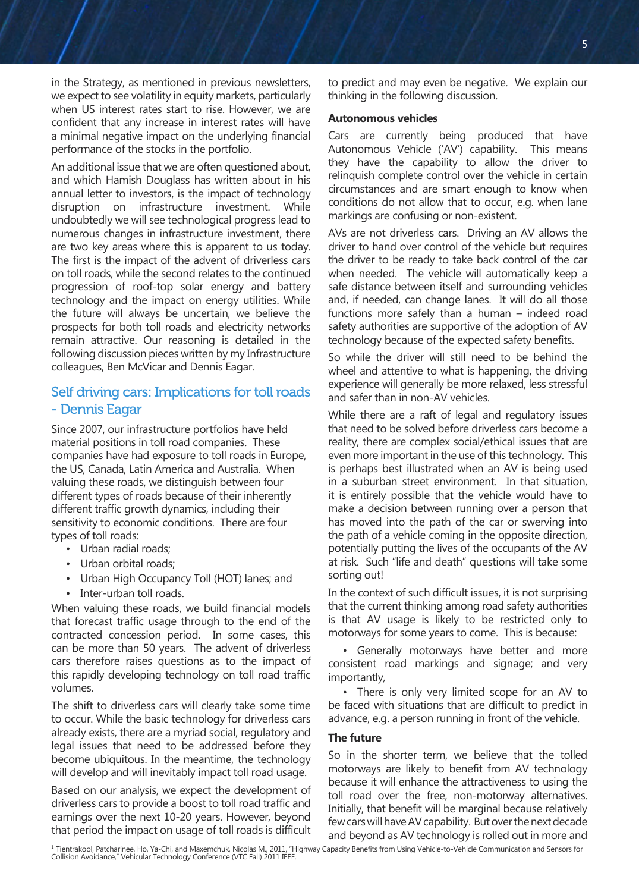in the Strategy, as mentioned in previous newsletters, we expect to see volatility in equity markets, particularly when US interest rates start to rise. However, we are confident that any increase in interest rates will have a minimal negative impact on the underlying financial performance of the stocks in the portfolio.

An additional issue that we are often questioned about, and which Hamish Douglass has written about in his annual letter to investors, is the impact of technology disruption on infrastructure investment. While undoubtedly we will see technological progress lead to numerous changes in infrastructure investment, there are two key areas where this is apparent to us today. The first is the impact of the advent of driverless cars on toll roads, while the second relates to the continued progression of roof-top solar energy and battery technology and the impact on energy utilities. While the future will always be uncertain, we believe the prospects for both toll roads and electricity networks remain attractive. Our reasoning is detailed in the following discussion pieces written by my Infrastructure colleagues, Ben McVicar and Dennis Eagar.

## Self driving cars: Implications for toll roads - Dennis Eagar

Since 2007, our infrastructure portfolios have held material positions in toll road companies. These companies have had exposure to toll roads in Europe, the US, Canada, Latin America and Australia. When valuing these roads, we distinguish between four different types of roads because of their inherently different traffic growth dynamics, including their sensitivity to economic conditions. There are four types of toll roads:

- Urban radial roads;
- Urban orbital roads;
- Urban High Occupancy Toll (HOT) lanes; and
- Inter-urban toll roads.

When valuing these roads, we build financial models that forecast traffic usage through to the end of the contracted concession period. In some cases, this can be more than 50 years. The advent of driverless cars therefore raises questions as to the impact of this rapidly developing technology on toll road traffic volumes.

The shift to driverless cars will clearly take some time to occur. While the basic technology for driverless cars already exists, there are a myriad social, regulatory and legal issues that need to be addressed before they become ubiquitous. In the meantime, the technology will develop and will inevitably impact toll road usage.

Based on our analysis, we expect the development of driverless cars to provide a boost to toll road traffic and earnings over the next 10-20 years. However, beyond that period the impact on usage of toll roads is difficult to predict and may even be negative. We explain our thinking in the following discussion.

**Autonomous vehicles**

Cars are currently being produced that have Autonomous Vehicle ('AV') capability. This means they have the capability to allow the driver to relinquish complete control over the vehicle in certain circumstances and are smart enough to know when conditions do not allow that to occur, e.g. when lane markings are confusing or non-existent.

AVs are not driverless cars. Driving an AV allows the driver to hand over control of the vehicle but requires the driver to be ready to take back control of the car when needed. The vehicle will automatically keep a safe distance between itself and surrounding vehicles and, if needed, can change lanes. It will do all those functions more safely than a human – indeed road safety authorities are supportive of the adoption of AV technology because of the expected safety benefits.

So while the driver will still need to be behind the wheel and attentive to what is happening, the driving experience will generally be more relaxed, less stressful and safer than in non-AV vehicles.

While there are a raft of legal and regulatory issues that need to be solved before driverless cars become a reality, there are complex social/ethical issues that are even more important in the use of this technology. This is perhaps best illustrated when an AV is being used in a suburban street environment. In that situation, it is entirely possible that the vehicle would have to make a decision between running over a person that has moved into the path of the car or swerving into the path of a vehicle coming in the opposite direction, potentially putting the lives of the occupants of the AV at risk. Such "life and death" questions will take some sorting out!

In the context of such difficult issues, it is not surprising that the current thinking among road safety authorities is that AV usage is likely to be restricted only to motorways for some years to come. This is because:

- Generally motorways have better and more consistent road markings and signage; and very importantly,
- There is only very limited scope for an AV to be faced with situations that are difficult to predict in advance, e.g. a person running in front of the vehicle.

**The future**

So in the shorter term, we believe that the tolled motorways are likely to benefit from AV technology because it will enhance the attractiveness to using the toll road over the free, non-motorway alternatives. Initially, that benefit will be marginal because relatively few cars will have AV capability. But over the next decade and beyond as AV technology is rolled out in more and

[1] Tientrakool, Patcharinee, Ho, Ya-Chi, and Maxemchuk, Nicolas M., 2011, "Highway Capacity Benefits from Using Vehicle-to-Vehicle Communication and Sensors for Collision Avoidance," Vehicular Technology Conference (VTC Fall) 2011 IEEE.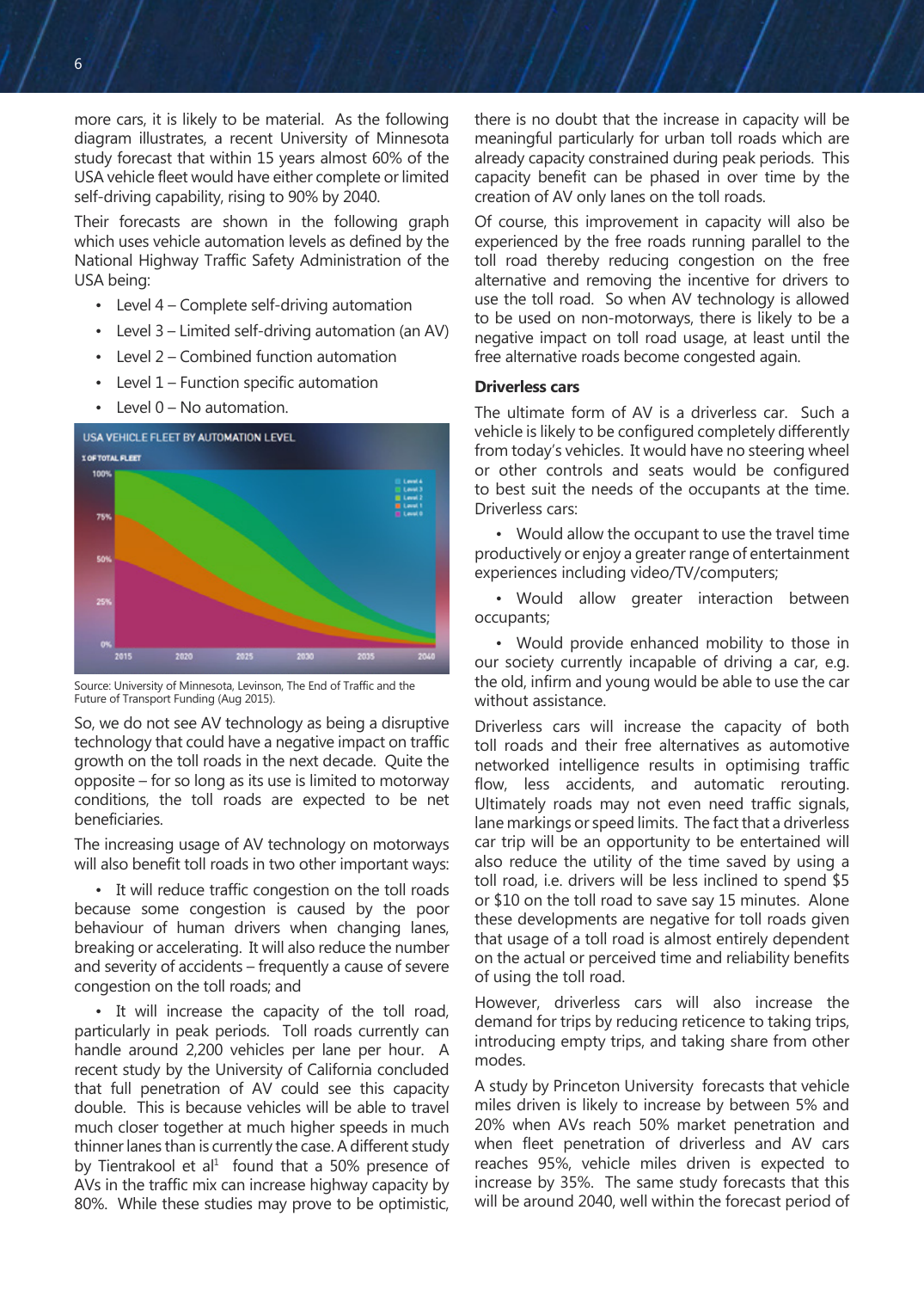more cars, it is likely to be material. As the following diagram illustrates, a recent University of Minnesota study forecast that within 15 years almost 60% of the USA vehicle fleet would have either complete or limited self-driving capability, rising to 90% by 2040.

Their forecasts are shown in the following graph which uses vehicle automation levels as defined by the National Highway Traffic Safety Administration of the USA being:

- Level 4 – Complete self-driving automation
- Level 3 – Limited self-driving automation (an AV)
- Level 2 – Combined function automation
- Level 1 – Function specific automation
- Level 0 – No automation.

USA VEHICLE FLEET BY AUTOMATION LEVEL

Source: University of Minnesota, Levinson, The End of Traffic and the Future of Transport Funding (Aug 2015).

So, we do not see AV technology as being a disruptive technology that could have a negative impact on traffic growth on the toll roads in the next decade. Quite the opposite – for so long as its use is limited to motorway conditions, the toll roads are expected to be net beneficiaries.

The increasing usage of AV technology on motorways will also benefit toll roads in two other important ways:

- It will reduce traffic congestion on the toll roads because some congestion is caused by the poor behaviour of human drivers when changing lanes, breaking or accelerating. It will also reduce the number and severity of accidents – frequently a cause of severe congestion on the toll roads; and
- It will increase the capacity of the toll road, particularly in peak periods. Toll roads currently can handle around 2,200 vehicles per lane per hour. A recent study by the University of California concluded that full penetration of AV could see this capacity double. This is because vehicles will be able to travel much closer together at much higher speeds in much thinner lanes than is currently the case. A different study by Tientrakool et al[1] found that a 50% presence of AVs in the traffic mix can increase highway capacity by 80%. While these studies may prove to be optimistic, there is no doubt that the increase in capacity will be meaningful particularly for urban toll roads which are already capacity constrained during peak periods. This capacity benefit can be phased in over time by the creation of AV only lanes on the toll roads.

Of course, this improvement in capacity will also be experienced by the free roads running parallel to the toll road thereby reducing congestion on the free alternative and removing the incentive for drivers to use the toll road. So when AV technology is allowed to be used on non-motorways, there is likely to be a negative impact on toll road usage, at least until the free alternative roads become congested again.

**Driverless cars**

The ultimate form of AV is a driverless car. Such a vehicle is likely to be configured completely differently from today's vehicles. It would have no steering wheel or other controls and seats would be configured to best suit the needs of the occupants at the time. Driverless cars:

- Would allow the occupant to use the travel time productively or enjoy a greater range of entertainment experiences including video/TV/computers;
- Would allow greater interaction between occupants;
- Would provide enhanced mobility to those in our society currently incapable of driving a car, e.g. the old, infirm and young would be able to use the car without assistance.

Driverless cars will increase the capacity of both toll roads and their free alternatives as automotive networked intelligence results in optimising traffic flow, less accidents, and automatic rerouting. Ultimately roads may not even need traffic signals, lane markings or speed limits. The fact that a driverless car trip will be an opportunity to be entertained will also reduce the utility of the time saved by using a toll road, i.e. drivers will be less inclined to spend $5 or $10 on the toll road to save say 15 minutes. Alone these developments are negative for toll roads given that usage of a toll road is almost entirely dependent on the actual or perceived time and reliability benefits of using the toll road.

However, driverless cars will also increase the demand for trips by reducing reticence to taking trips, introducing empty trips, and taking share from other modes.

A study by Princeton University forecasts that vehicle miles driven is likely to increase by between 5% and 20% when AVs reach 50% market penetration and when fleet penetration of driverless and AV cars reaches 95%, vehicle miles driven is expected to increase by 35%. The same study forecasts that this will be around 2040, well within the forecast period of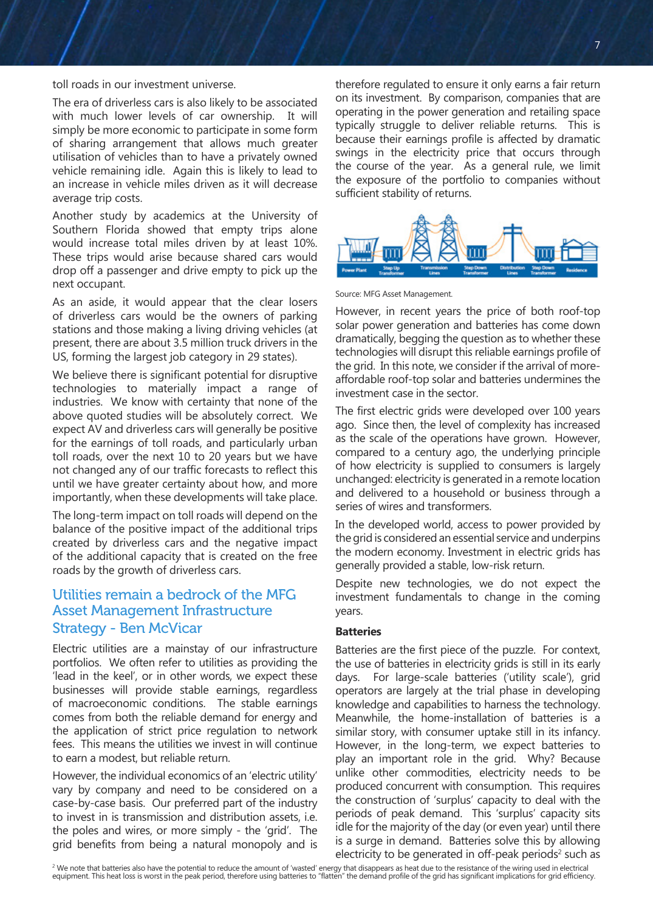toll roads in our investment universe.

The era of driverless cars is also likely to be associated with much lower levels of car ownership. It will simply be more economic to participate in some form of sharing arrangement that allows much greater utilisation of vehicles than to have a privately owned vehicle remaining idle. Again this is likely to lead to an increase in vehicle miles driven as it will decrease average trip costs.

Another study by academics at the University of Southern Florida showed that empty trips alone would increase total miles driven by at least 10%. These trips would arise because shared cars would drop off a passenger and drive empty to pick up the next occupant.

As an aside, it would appear that the clear losers of driverless cars would be the owners of parking stations and those making a living driving vehicles (at present, there are about 3.5 million truck drivers in the US, forming the largest job category in 29 states).

We believe there is significant potential for disruptive technologies to materially impact a range of industries. We know with certainty that none of the above quoted studies will be absolutely correct. We expect AV and driverless cars will generally be positive for the earnings of toll roads, and particularly urban toll roads, over the next 10 to 20 years but we have not changed any of our traffic forecasts to reflect this until we have greater certainty about how, and more importantly, when these developments will take place.

The long-term impact on toll roads will depend on the balance of the positive impact of the additional trips created by driverless cars and the negative impact of the additional capacity that is created on the free roads by the growth of driverless cars.

## Utilities remain a bedrock of the MFG Asset Management Infrastructure Strategy - Ben McVicar

Electric utilities are a mainstay of our infrastructure portfolios. We often refer to utilities as providing the 'lead in the keel', or in other words, we expect these businesses will provide stable earnings, regardless of macroeconomic conditions. The stable earnings comes from both the reliable demand for energy and the application of strict price regulation to network fees. This means the utilities we invest in will continue to earn a modest, but reliable return.

However, the individual economics of an 'electric utility' vary by company and need to be considered on a case-by-case basis. Our preferred part of the industry to invest in is transmission and distribution assets, i.e. the poles and wires, or more simply - the 'grid'. The grid benefits from being a natural monopoly and is therefore regulated to ensure it only earns a fair return on its investment. By comparison, companies that are operating in the power generation and retailing space typically struggle to deliver reliable returns. This is because their earnings profile is affected by dramatic swings in the electricity price that occurs through the course of the year. As a general rule, we limit the exposure of the portfolio to companies without sufficient stability of returns.

Power Plant | Step Up Transformer | Transmission Lines | Step Down Transformer | Distribution Lines | Step Down Transformer | Residence

Source: MFG Asset Management.

However, in recent years the price of both roof-top solar power generation and batteries has come down dramatically, begging the question as to whether these technologies will disrupt this reliable earnings profile of the grid. In this note, we consider if the arrival of more-affordable roof-top solar and batteries undermines the investment case in the sector.

The first electric grids were developed over 100 years ago. Since then, the level of complexity has increased as the scale of the operations have grown. However, compared to a century ago, the underlying principle of how electricity is supplied to consumers is largely unchanged: electricity is generated in a remote location and delivered to a household or business through a series of wires and transformers.

In the developed world, access to power provided by the grid is considered an essential service and underpins the modern economy. Investment in electric grids has generally provided a stable, low-risk return.

Despite new technologies, we do not expect the investment fundamentals to change in the coming years.

### Batteries

Batteries are the first piece of the puzzle. For context, the use of batteries in electricity grids is still in its early days. For large-scale batteries ('utility scale'), grid operators are largely at the trial phase in developing knowledge and capabilities to harness the technology. Meanwhile, the home-installation of batteries is a similar story, with consumer uptake still in its infancy. However, in the long-term, we expect batteries to play an important role in the grid. Why? Because unlike other commodities, electricity needs to be produced concurrent with consumption. This requires the construction of 'surplus' capacity to deal with the periods of peak demand. This 'surplus' capacity sits idle for the majority of the day (or even year) until there is a surge in demand. Batteries solve this by allowing electricity to be generated in off-peak periods[2] such as

[2] We note that batteries also have the potential to reduce the amount of 'wasted' energy that disappears as heat due to the resistance of the wiring used in electrical equipment. This heat loss is worst in the peak period, therefore using batteries to "flatten" the demand profile of the grid has significant implications for grid efficiency.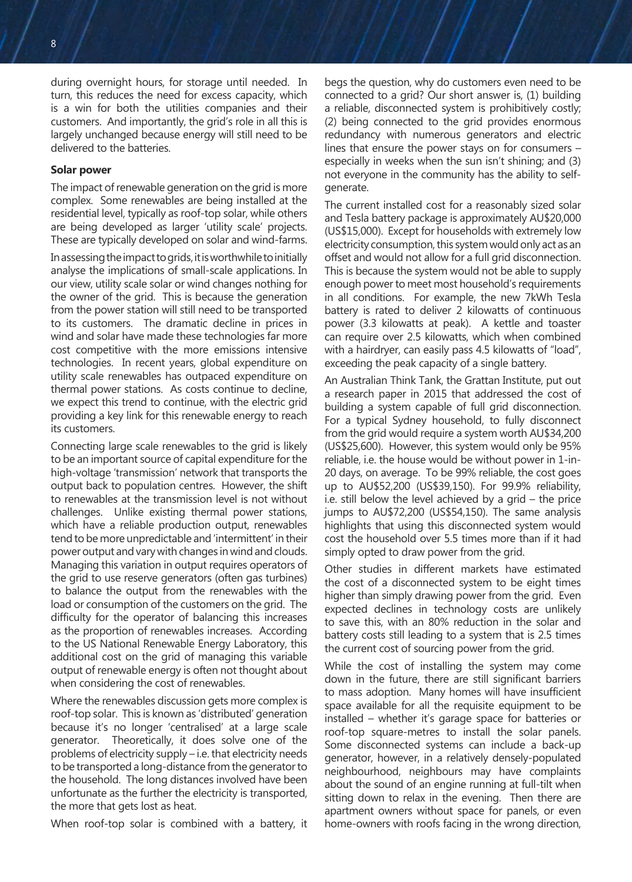during overnight hours, for storage until needed. In turn, this reduces the need for excess capacity, which is a win for both the utilities companies and their customers. And importantly, the grid's role in all this is largely unchanged because energy will still need to be delivered to the batteries.

**Solar power**

The impact of renewable generation on the grid is more complex. Some renewables are being installed at the residential level, typically as roof-top solar, while others are being developed as larger 'utility scale' projects. These are typically developed on solar and wind-farms.

In assessing the impact to grids, it is worthwhile to initially analyse the implications of small-scale applications. In our view, utility scale solar or wind changes nothing for the owner of the grid. This is because the generation from the power station will still need to be transported to its customers. The dramatic decline in prices in wind and solar have made these technologies far more cost competitive with the more emissions intensive technologies. In recent years, global expenditure on utility scale renewables has outpaced expenditure on thermal power stations. As costs continue to decline, we expect this trend to continue, with the electric grid providing a key link for this renewable energy to reach its customers.

Connecting large scale renewables to the grid is likely to be an important source of capital expenditure for the high-voltage 'transmission' network that transports the output back to population centres. However, the shift to renewables at the transmission level is not without challenges. Unlike existing thermal power stations, which have a reliable production output, renewables tend to be more unpredictable and 'intermittent' in their power output and vary with changes in wind and clouds. Managing this variation in output requires operators of the grid to use reserve generators (often gas turbines) to balance the output from the renewables with the load or consumption of the customers on the grid. The difficulty for the operator of balancing this increases as the proportion of renewables increases. According to the US National Renewable Energy Laboratory, this additional cost on the grid of managing this variable output of renewable energy is often not thought about when considering the cost of renewables.

Where the renewables discussion gets more complex is roof-top solar. This is known as 'distributed' generation because it's no longer 'centralised' at a large scale generator. Theoretically, it does solve one of the problems of electricity supply – i.e. that electricity needs to be transported a long-distance from the generator to the household. The long distances involved have been unfortunate as the further the electricity is transported, the more that gets lost as heat.

When roof-top solar is combined with a battery, it begs the question, why do customers even need to be connected to a grid? Our short answer is, (1) building a reliable, disconnected system is prohibitively costly; (2) being connected to the grid provides enormous redundancy with numerous generators and electric lines that ensure the power stays on for consumers – especially in weeks when the sun isn't shining; and (3) not everyone in the community has the ability to self-generate.

The current installed cost for a reasonably sized solar and Tesla battery package is approximately AU$20,000 (US$15,000). Except for households with extremely low electricity consumption, this system would only act as an offset and would not allow for a full grid disconnection. This is because the system would not be able to supply enough power to meet most household's requirements in all conditions. For example, the new 7kWh Tesla battery is rated to deliver 2 kilowatts of continuous power (3.3 kilowatts at peak). A kettle and toaster can require over 2.5 kilowatts, which when combined with a hairdryer, can easily pass 4.5 kilowatts of "load", exceeding the peak capacity of a single battery.

An Australian Think Tank, the Grattan Institute, put out a research paper in 2015 that addressed the cost of building a system capable of full grid disconnection. For a typical Sydney household, to fully disconnect from the grid would require a system worth AU$34,200 (US$25,600). However, this system would only be 95% reliable, i.e. the house would be without power in 1-in-20 days, on average. To be 99% reliable, the cost goes up to AU$52,200 (US$39,150). For 99.9% reliability, i.e. still below the level achieved by a grid – the price jumps to AU$72,200 (US$54,150). The same analysis highlights that using this disconnected system would cost the household over 5.5 times more than if it had simply opted to draw power from the grid.

Other studies in different markets have estimated the cost of a disconnected system to be eight times higher than simply drawing power from the grid. Even expected declines in technology costs are unlikely to save this, with an 80% reduction in the solar and battery costs still leading to a system that is 2.5 times the current cost of sourcing power from the grid.

While the cost of installing the system may come down in the future, there are still significant barriers to mass adoption. Many homes will have insufficient space available for all the requisite equipment to be installed – whether it's garage space for batteries or roof-top square-metres to install the solar panels. Some disconnected systems can include a back-up generator, however, in a relatively densely-populated neighbourhood, neighbours may have complaints about the sound of an engine running at full-tilt when sitting down to relax in the evening. Then there are apartment owners without space for panels, or even home-owners with roofs facing in the wrong direction,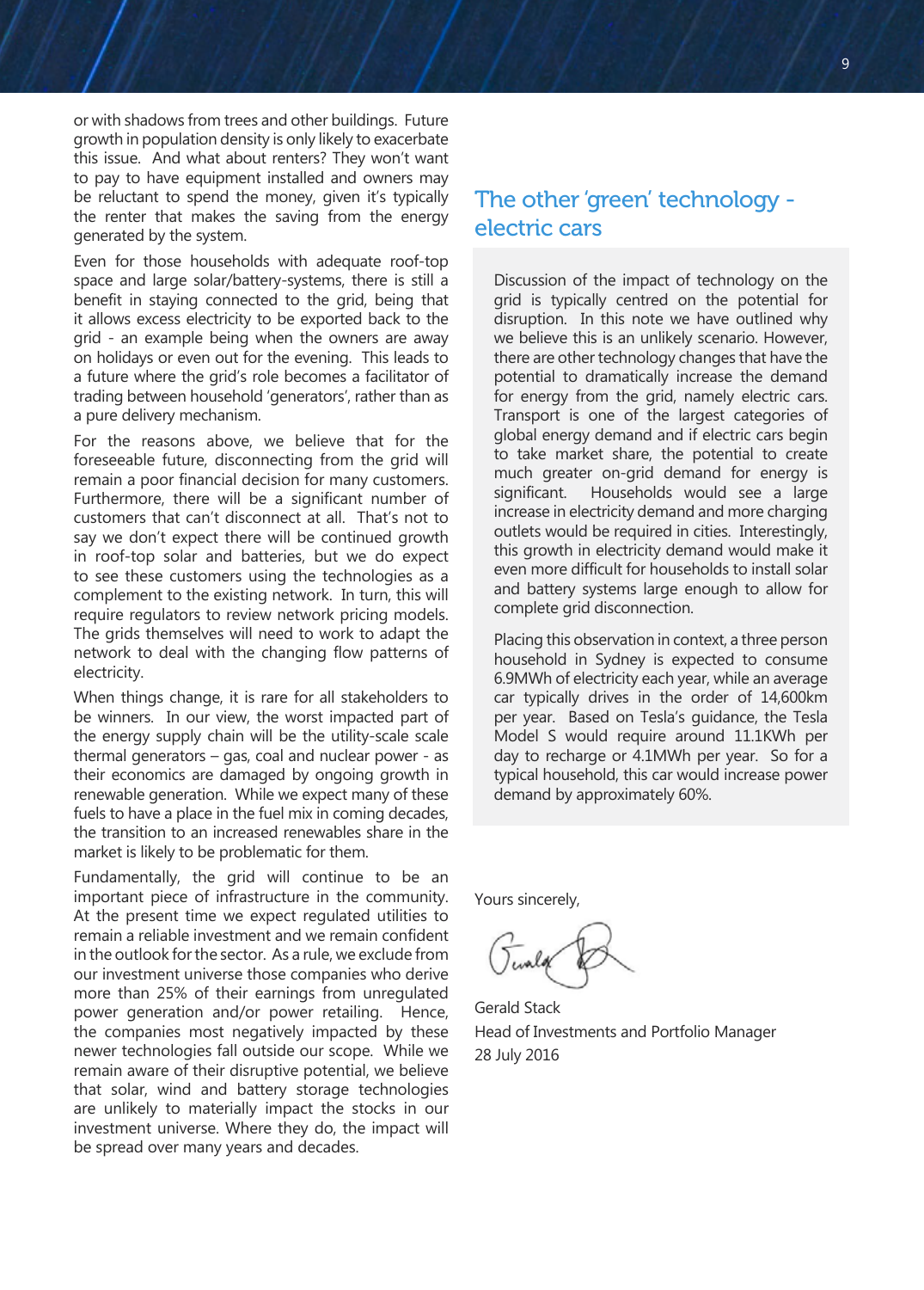or with shadows from trees and other buildings. Future growth in population density is only likely to exacerbate this issue. And what about renters? They won't want to pay to have equipment installed and owners may be reluctant to spend the money, given it's typically the renter that makes the saving from the energy generated by the system.

Even for those households with adequate roof-top space and large solar/battery-systems, there is still a benefit in staying connected to the grid, being that it allows excess electricity to be exported back to the grid - an example being when the owners are away on holidays or even out for the evening. This leads to a future where the grid's role becomes a facilitator of trading between household 'generators', rather than as a pure delivery mechanism.

For the reasons above, we believe that for the foreseeable future, disconnecting from the grid will remain a poor financial decision for many customers. Furthermore, there will be a significant number of customers that can't disconnect at all. That's not to say we don't expect there will be continued growth in roof-top solar and batteries, but we do expect to see these customers using the technologies as a complement to the existing network. In turn, this will require regulators to review network pricing models. The grids themselves will need to work to adapt the network to deal with the changing flow patterns of electricity.

When things change, it is rare for all stakeholders to be winners. In our view, the worst impacted part of the energy supply chain will be the utility-scale scale thermal generators – gas, coal and nuclear power - as their economics are damaged by ongoing growth in renewable generation. While we expect many of these fuels to have a place in the fuel mix in coming decades, the transition to an increased renewables share in the market is likely to be problematic for them.

Fundamentally, the grid will continue to be an important piece of infrastructure in the community. At the present time we expect regulated utilities to remain a reliable investment and we remain confident in the outlook for the sector. As a rule, we exclude from our investment universe those companies who derive more than 25% of their earnings from unregulated power generation and/or power retailing. Hence, the companies most negatively impacted by these newer technologies fall outside our scope. While we remain aware of their disruptive potential, we believe that solar, wind and battery storage technologies are unlikely to materially impact the stocks in our investment universe. Where they do, the impact will be spread over many years and decades.

## The other 'green' technology - electric cars

Discussion of the impact of technology on the grid is typically centred on the potential for disruption. In this note we have outlined why we believe this is an unlikely scenario. However, there are other technology changes that have the potential to dramatically increase the demand for energy from the grid, namely electric cars. Transport is one of the largest categories of global energy demand and if electric cars begin to take market share, the potential to create much greater on-grid demand for energy is significant. Households would see a large increase in electricity demand and more charging outlets would be required in cities. Interestingly, this growth in electricity demand would make it even more difficult for households to install solar and battery systems large enough to allow for complete grid disconnection.

Placing this observation in context, a three person household in Sydney is expected to consume 6.9MWh of electricity each year, while an average car typically drives in the order of 14,600km per year. Based on Tesla's guidance, the Tesla Model S would require around 11.1KWh per day to recharge or 4.1MWh per year. So for a typical household, this car would increase power demand by approximately 60%.

Yours sincerely,

Gerald Stack
Head of Investments and Portfolio Manager
28 July 2016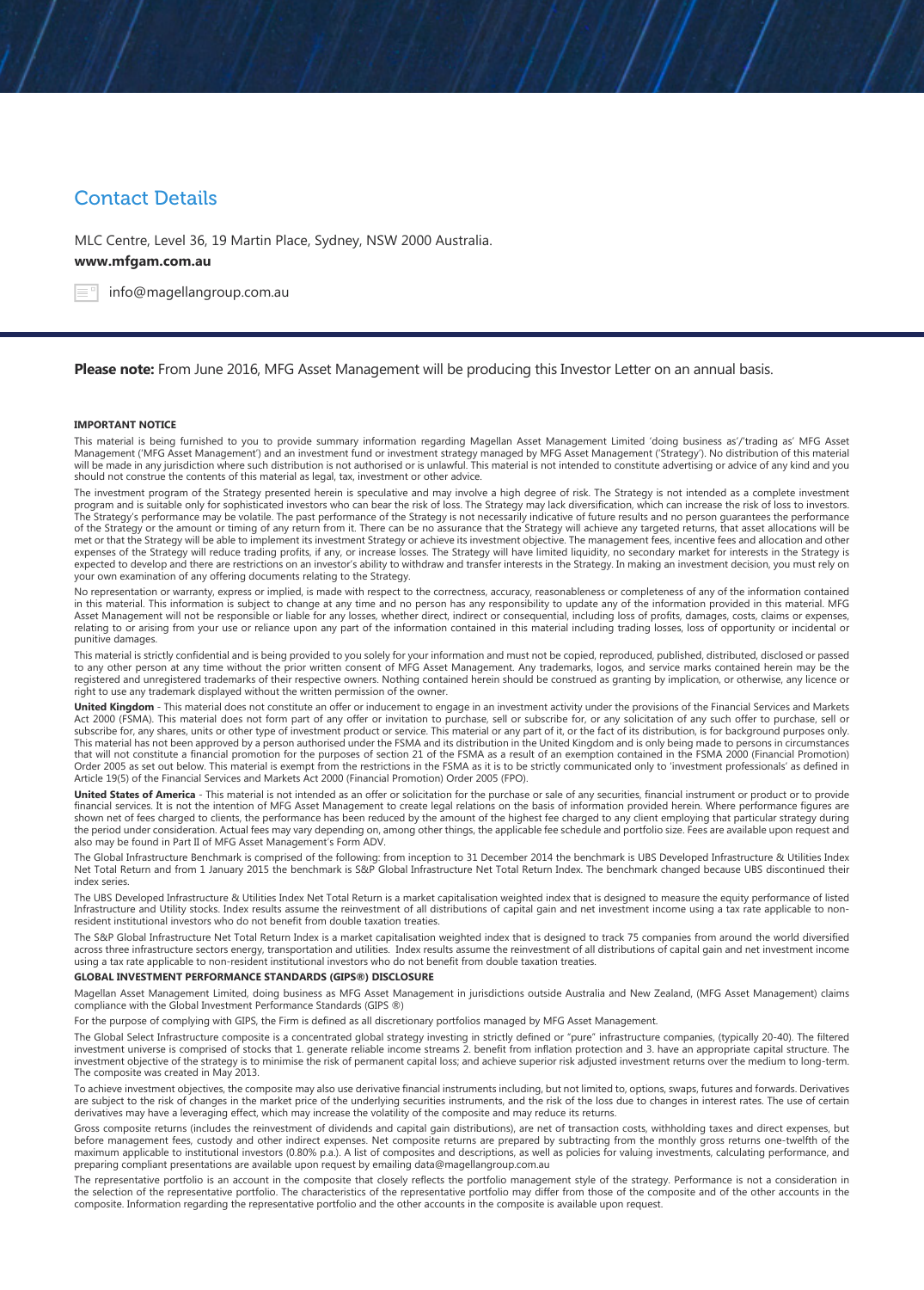## Contact Details

MLC Centre, Level 36, 19 Martin Place, Sydney, NSW 2000 Australia.

**www.mfgam.com.au**

info@magellangroup.com.au

**Please note:** From June 2016, MFG Asset Management will be producing this Investor Letter on an annual basis.

#### IMPORTANT NOTICE

This material is being furnished to you to provide summary information regarding Magellan Asset Management Limited 'doing business as'/'trading as' MFG Asset Management ('MFG Asset Management') and an investment fund or investment strategy managed by MFG Asset Management ('Strategy'). No distribution of this material will be made in any jurisdiction where such distribution is not authorised or is unlawful. This material is not intended to constitute advertising or advice of any kind and you should not construe the contents of this material as legal, tax, investment or other advice.

The investment program of the Strategy presented herein is speculative and may involve a high degree of risk. The Strategy is not intended as a complete investment program and is suitable only for sophisticated investors who can bear the risk of loss. The Strategy may lack diversification, which can increase the risk of loss to investors. The Strategy's performance may be volatile. The past performance of the Strategy is not necessarily indicative of future results and no person guarantees the performance of the Strategy or the amount or timing of any return from it. There can be no assurance that the Strategy will achieve any targeted returns, that asset allocations will be met or that the Strategy will be able to implement its investment Strategy or achieve its investment objective. The management fees, incentive fees and allocation and other expenses of the Strategy will reduce trading profits, if any, or increase losses. The Strategy will have limited liquidity, no secondary market for interests in the Strategy is expected to develop and there are restrictions on an investor's ability to withdraw and transfer interests in the Strategy. In making an investment decision, you must rely on your own examination of any offering documents relating to the Strategy.

No representation or warranty, express or implied, is made with respect to the correctness, accuracy, reasonableness or completeness of any of the information contained in this material. This information is subject to change at any time and no person has any responsibility to update any of the information provided in this material. MFG Asset Management will not be responsible or liable for any losses, whether direct, indirect or consequential, including loss of profits, damages, costs, claims or expenses, relating to or arising from your use or reliance upon any part of the information contained in this material including trading losses, loss of opportunity or incidental or punitive damages.

This material is strictly confidential and is being provided to you solely for your information and must not be copied, reproduced, published, distributed, disclosed or passed to any other person at any time without the prior written consent of MFG Asset Management. Any trademarks, logos, and service marks contained herein may be the registered and unregistered trademarks of their respective owners. Nothing contained herein should be construed as granting by implication, or otherwise, any licence or right to use any trademark displayed without the written permission of the owner.

**United Kingdom** - This material does not constitute an offer or inducement to engage in an investment activity under the provisions of the Financial Services and Markets Act 2000 (FSMA). This material does not form part of any offer or invitation to purchase, sell or subscribe for, or any solicitation of any such offer to purchase, sell or subscribe for, any shares, units or other type of investment product or service. This material or any part of it, or the fact of its distribution, is for background purposes only. This material has not been approved by a person authorised under the FSMA and its distribution in the United Kingdom and is only being made to persons in circumstances that will not constitute a financial promotion for the purposes of section 21 of the FSMA as a result of an exemption contained in the FSMA 2000 (Financial Promotion) Order 2005 as set out below. This material is exempt from the restrictions in the FSMA as it is to be strictly communicated only to 'investment professionals' as defined in Article 19(5) of the Financial Services and Markets Act 2000 (Financial Promotion) Order 2005 (FPO).

**United States of America** - This material is not intended as an offer or solicitation for the purchase or sale of any securities, financial instrument or product or to provide financial services. It is not the intention of MFG Asset Management to create legal relations on the basis of information provided herein. Where performance figures are shown net of fees charged to clients, the performance has been reduced by the amount of the highest fee charged to any client employing that particular strategy during the period under consideration. Actual fees may vary depending on, among other things, the applicable fee schedule and portfolio size. Fees are available upon request and also may be found in Part II of MFG Asset Management's Form ADV.

The Global Infrastructure Benchmark is comprised of the following: from inception to 31 December 2014 the benchmark is UBS Developed Infrastructure & Utilities Index Net Total Return and from 1 January 2015 the benchmark is S&P Global Infrastructure Net Total Return Index. The benchmark changed because UBS discontinued their index series.

The UBS Developed Infrastructure & Utilities Index Net Total Return is a market capitalisation weighted index that is designed to measure the equity performance of listed Infrastructure and Utility stocks. Index results assume the reinvestment of all distributions of capital gain and net investment income using a tax rate applicable to non-resident institutional investors who do not benefit from double taxation treaties.

The S&P Global Infrastructure Net Total Return Index is a market capitalisation weighted index that is designed to track 75 companies from around the world diversified across three infrastructure sectors energy, transportation and utilities. Index results assume the reinvestment of all distributions of capital gain and net investment income using a tax rate applicable to non-resident institutional investors who do not benefit from double taxation treaties.

#### GLOBAL INVESTMENT PERFORMANCE STANDARDS (GIPS®) DISCLOSURE

Magellan Asset Management Limited, doing business as MFG Asset Management in jurisdictions outside Australia and New Zealand, (MFG Asset Management) claims compliance with the Global Investment Performance Standards (GIPS ®)

For the purpose of complying with GIPS, the Firm is defined as all discretionary portfolios managed by MFG Asset Management.

The Global Select Infrastructure composite is a concentrated global strategy investing in strictly defined or "pure" infrastructure companies, (typically 20-40). The filtered investment universe is comprised of stocks that 1. generate reliable income streams 2. benefit from inflation protection and 3. have an appropriate capital structure. The investment objective of the strategy is to minimise the risk of permanent capital loss; and achieve superior risk adjusted investment returns over the medium to long-term. The composite was created in May 2013.

To achieve investment objectives, the composite may also use derivative financial instruments including, but not limited to, options, swaps, futures and forwards. Derivatives are subject to the risk of changes in the market price of the underlying securities instruments, and the risk of the loss due to changes in interest rates. The use of certain derivatives may have a leveraging effect, which may increase the volatility of the composite and may reduce its returns.

Gross composite returns (includes the reinvestment of dividends and capital gain distributions), are net of transaction costs, withholding taxes and direct expenses, but before management fees, custody and other indirect expenses. Net composite returns are prepared by subtracting from the monthly gross returns one-twelfth of the maximum applicable to institutional investors (0.80% p.a.). A list of composites and descriptions, as well as policies for valuing investments, calculating performance, and preparing compliant presentations are available upon request by emailing data@magellangroup.com.au

The representative portfolio is an account in the composite that closely reflects the portfolio management style of the strategy. Performance is not a consideration in the selection of the representative portfolio. The characteristics of the representative portfolio may differ from those of the composite and of the other accounts in the composite. Information regarding the representative portfolio and the other accounts in the composite is available upon request.